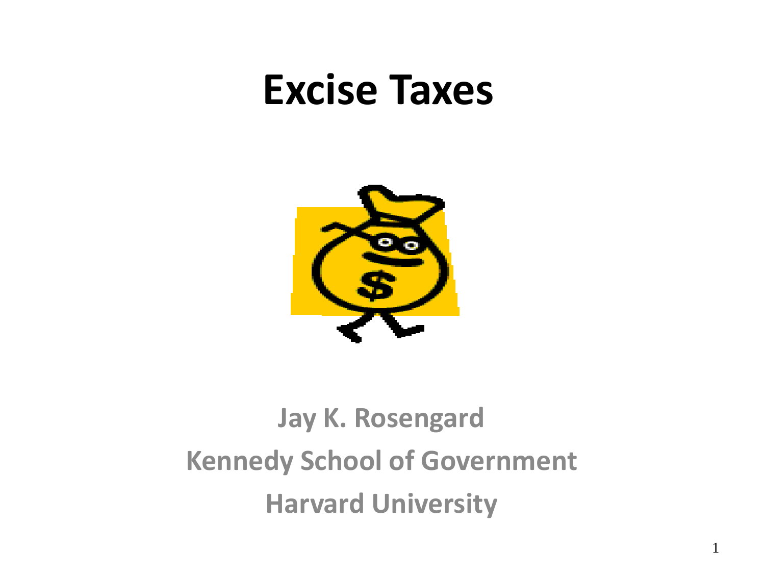# Excise Taxes

**Jay K. Rosengard**

**Kennedy School of Government**

**Harvard University**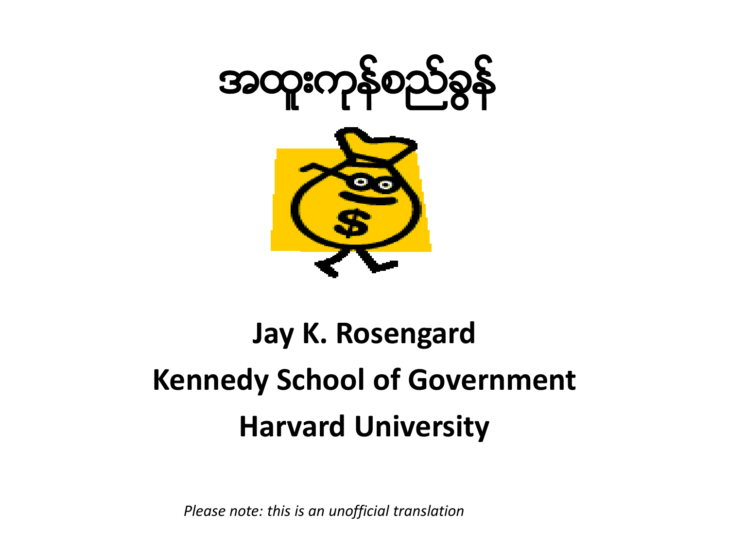# အထူးကုန်စည်ခွန်

**Jay K. Rosengard**

**Kennedy School of Government**

**Harvard University**

*Please note: this is an unofficial translation*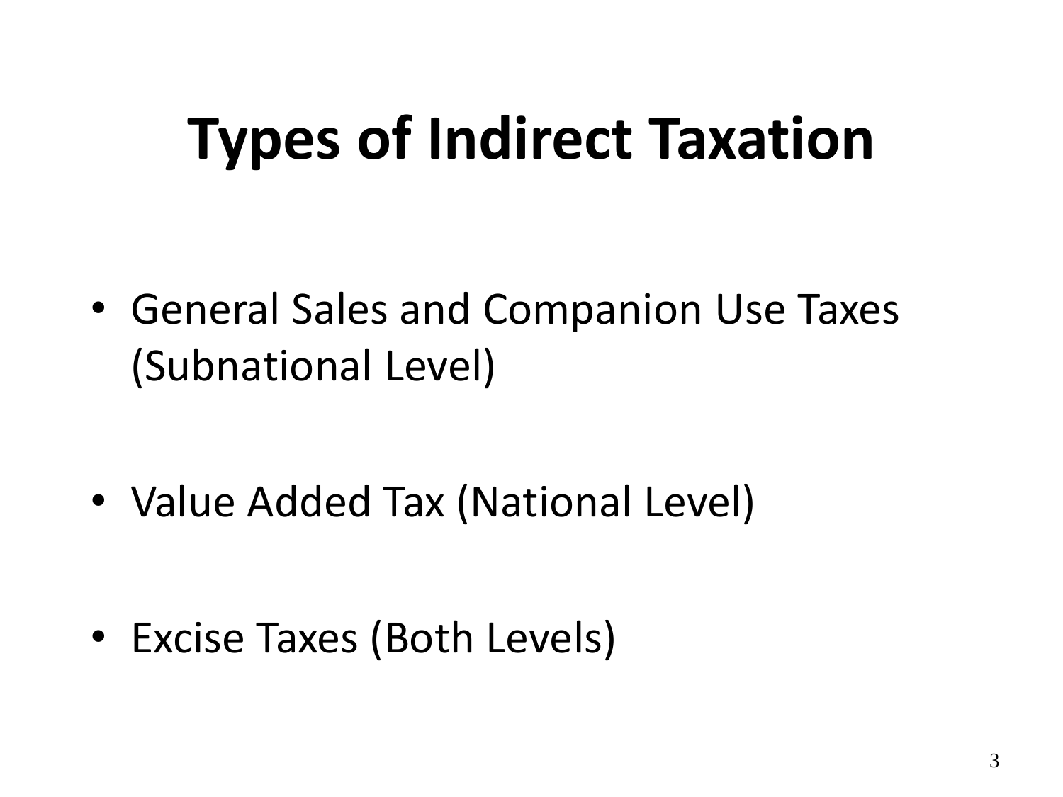# Types of Indirect Taxation

- General Sales and Companion Use Taxes (Subnational Level)
- Value Added Tax (National Level)
- Excise Taxes (Both Levels)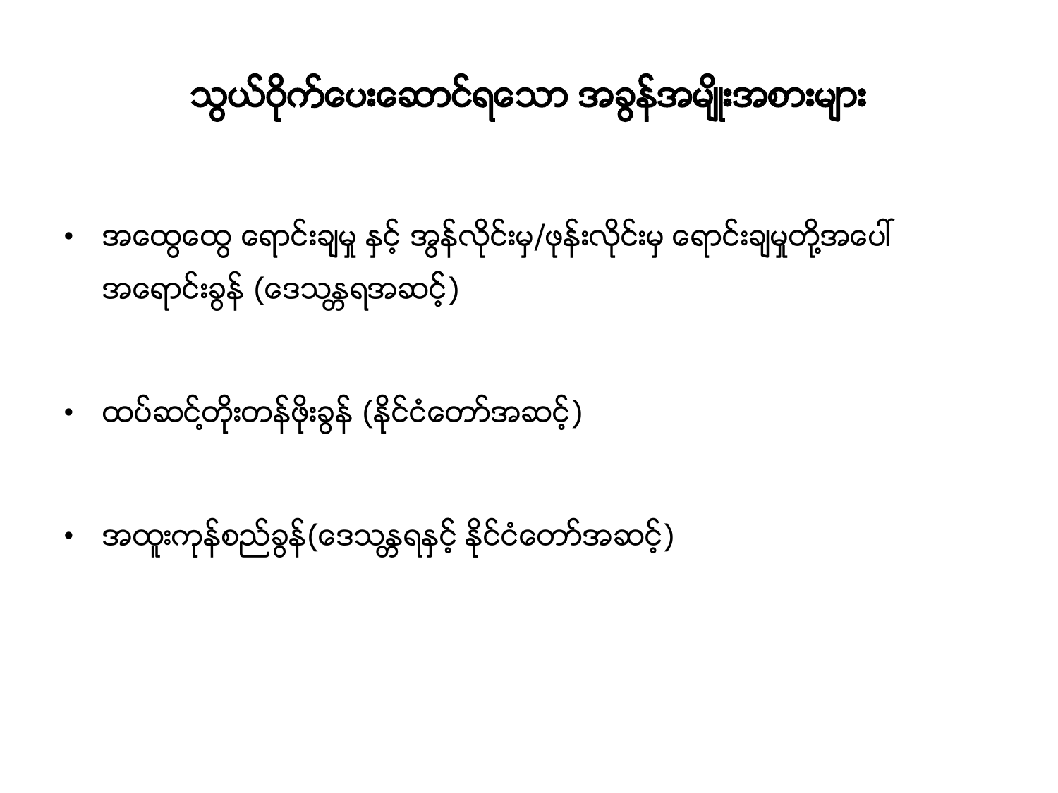# သွယ်ဝိုက်ပေးဆောင်ရသော အခွန်အမျိုးအစားများ

- အထွေထွေ ရောင်းချမှု နှင့် အွန်လိုင်းမှ/ဖုန်းလိုင်းမှ ရောင်းချမှုတို့အပေါ် အရောင်းခွန် (ဒေသန္တရအဆင့်)

- ထပ်ဆင့်တိုးတန်ဖိုးခွန် (နိုင်ငံတော်အဆင့်)

- အထူးကုန်စည်ခွန်(ဒေသန္တရနှင့် နိုင်ငံတော်အဆင့်)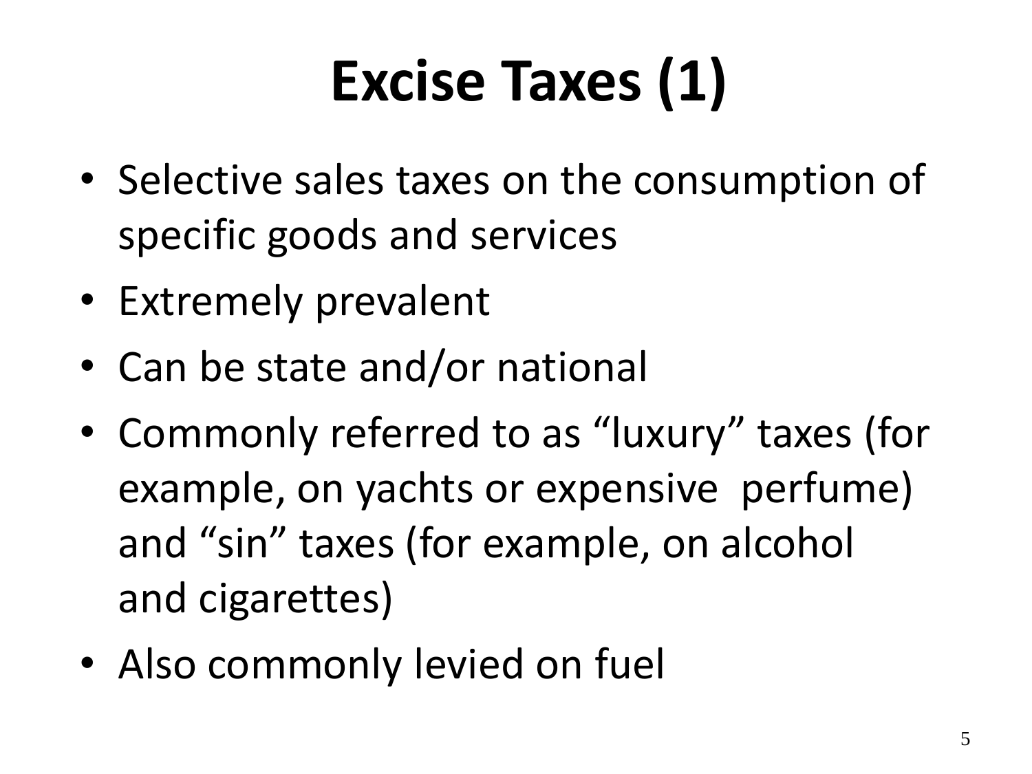# Excise Taxes (1)

- Selective sales taxes on the consumption of specific goods and services
- Extremely prevalent
- Can be state and/or national
- Commonly referred to as "luxury" taxes (for example, on yachts or expensive perfume) and "sin" taxes (for example, on alcohol and cigarettes)
- Also commonly levied on fuel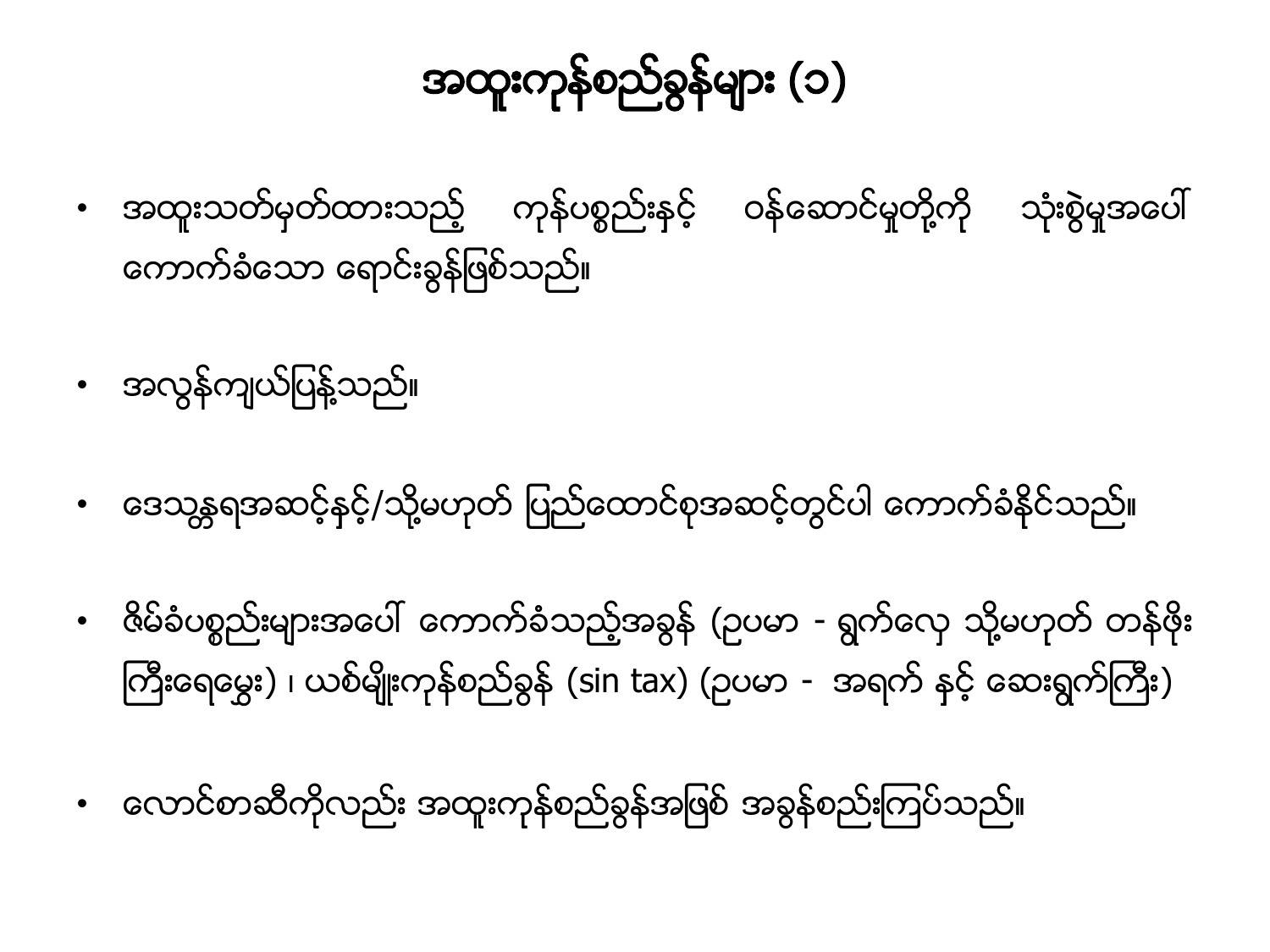# အထူးကုန်စည်ခွန်များ (၁)

- အထူးသတ်မှတ်ထားသည့် ကုန်ပစ္စည်းနှင့် ဝန်ဆောင်မှုတို့ကို သုံးစွဲမှုအပေါ် ကောက်ခံသော ရောင်းခွန်ဖြစ်သည်။

- အလွန်ကျယ်ပြန့်သည်။

- ဒေသန္တရအဆင့်နှင့်/သို့မဟုတ် ပြည်ထောင်စုအဆင့်တွင်ပါ ကောက်ခံနိုင်သည်။

- ဇိမ်ခံပစ္စည်းများအပေါ် ကောက်ခံသည့်အခွန် (ဥပမာ - ရွက်လှေ သို့မဟုတ် တန်ဖိုးကြီးရေမွှေး) ၊ ယစ်မျိုးကုန်စည်ခွန် (sin tax) (ဥပမာ - အရက် နှင့် ဆေးရွက်ကြီး)

- လောင်စာဆီကိုလည်း အထူးကုန်စည်ခွန်အဖြစ် အခွန်စည်းကြပ်သည်။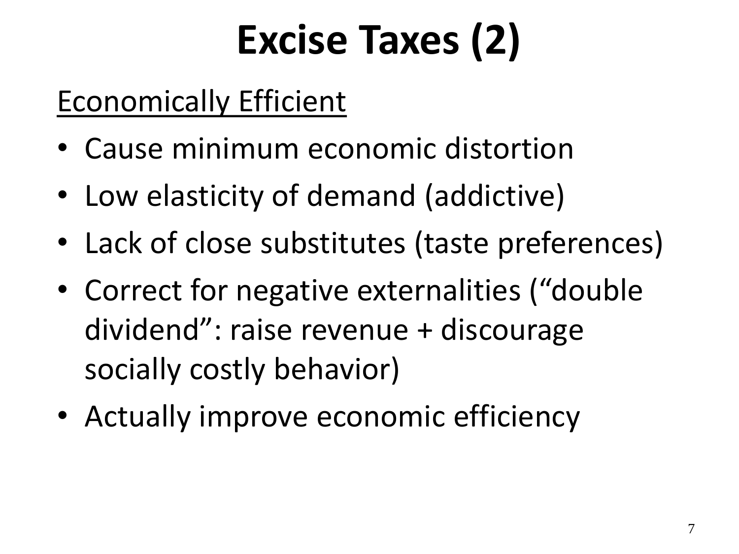# Excise Taxes (2)

<u>Economically Efficient</u>

- Cause minimum economic distortion
- Low elasticity of demand (addictive)
- Lack of close substitutes (taste preferences)
- Correct for negative externalities ("double dividend": raise revenue + discourage socially costly behavior)
- Actually improve economic efficiency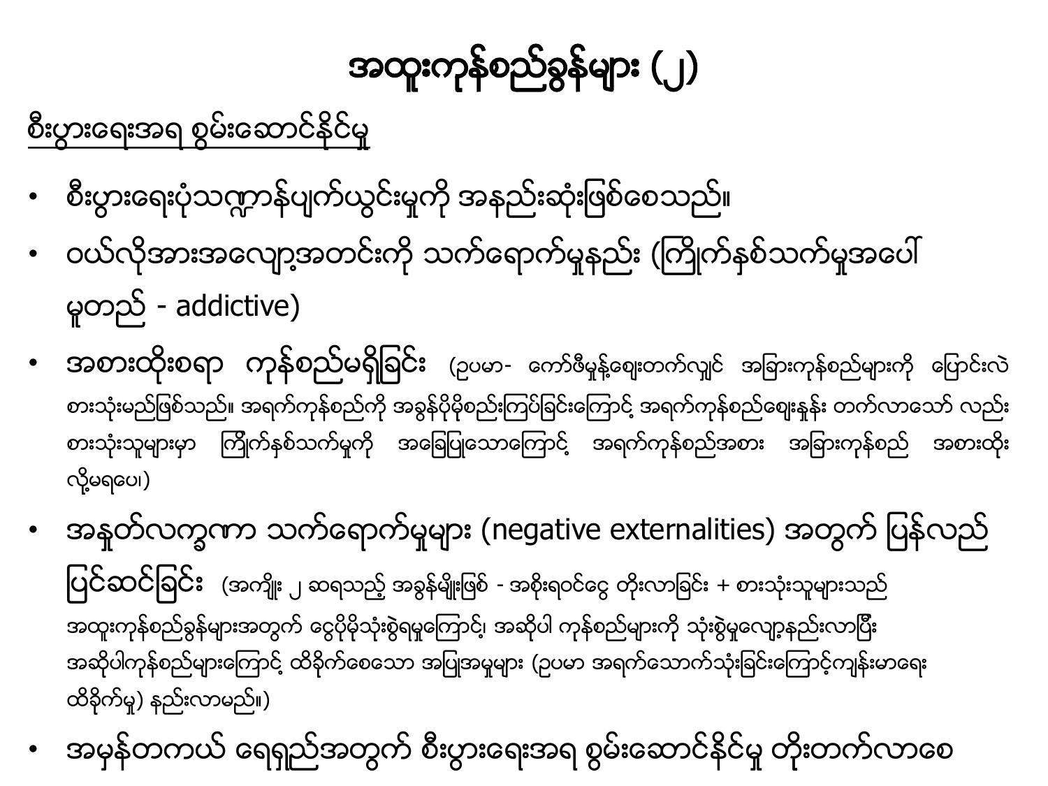// Myanmar-script page transcribed; non-Myanmar readers cannot verify—flag if exactness matters.
# အထူးကုန်စည်ခွန်များ (၂)

<u>စီးပွားရေးအရ စွမ်းဆောင်နိုင်မှု</u>

- စီးပွားရေးပုံသဏ္ဍာန်ပျက်ယွင်းမှုကို အနည်းဆုံးဖြစ်စေသည်။
- ဝယ်လိုအားအလျော့အတင်းကို သက်ရောက်မှုနည်း (ကြိုက်နှစ်သက်မှုအပေါ် မူတည် - addictive)
- **အစားထိုးစရာ ကုန်စည်မရှိခြင်း** (ဥပမာ- ကော်ဖီမှုန့်ဈေးတက်လျှင် အခြားကုန်စည်များကို ပြောင်းလဲစားသုံးမည်ဖြစ်သည်။ အရက်ကုန်စည်ကို အခွန်ပိုမိုစည်းကြပ်ခြင်းကြောင့် အရက်ကုန်စည်ဈေးနှုန်း တက်လာသော် လည်း စားသုံးသူများမှာ ကြိုက်နှစ်သက်မှုကို အခြေပြုသောကြောင့် အရက်ကုန်စည်အစား အခြားကုန်စည် အစားထိုး လို့မရပေ၊)
- **အနှုတ်လက္ခဏာ သက်ရောက်မှုများ (negative externalities) အတွက် ပြန်လည်ပြင်ဆင်ခြင်း** (အကျိုး ၂ ဆရသည့် အခွန်မျိုးဖြစ် - အစိုးရဝင်ငွေ တိုးလာခြင်း + စားသုံးသူများသည် အထူးကုန်စည်ခွန်များအတွက် ငွေပိုမိုသုံးစွဲရမှုကြောင့်၊ အဆိုပါ ကုန်စည်များကို သုံးစွဲမှုလျော့နည်းလာပြီး အဆိုပါကုန်စည်များကြောင့် ထိခိုက်စေသော အပြုအမူများ (ဥပမာ အရက်သောက်သုံးခြင်းကြောင့်ကျန်းမာရေး ထိခိုက်မှု) နည်းလာမည်။)
- အမှန်တကယ် ရေရှည်အတွက် စီးပွားရေးအရ စွမ်းဆောင်နိုင်မှု တိုးတက်လာစေ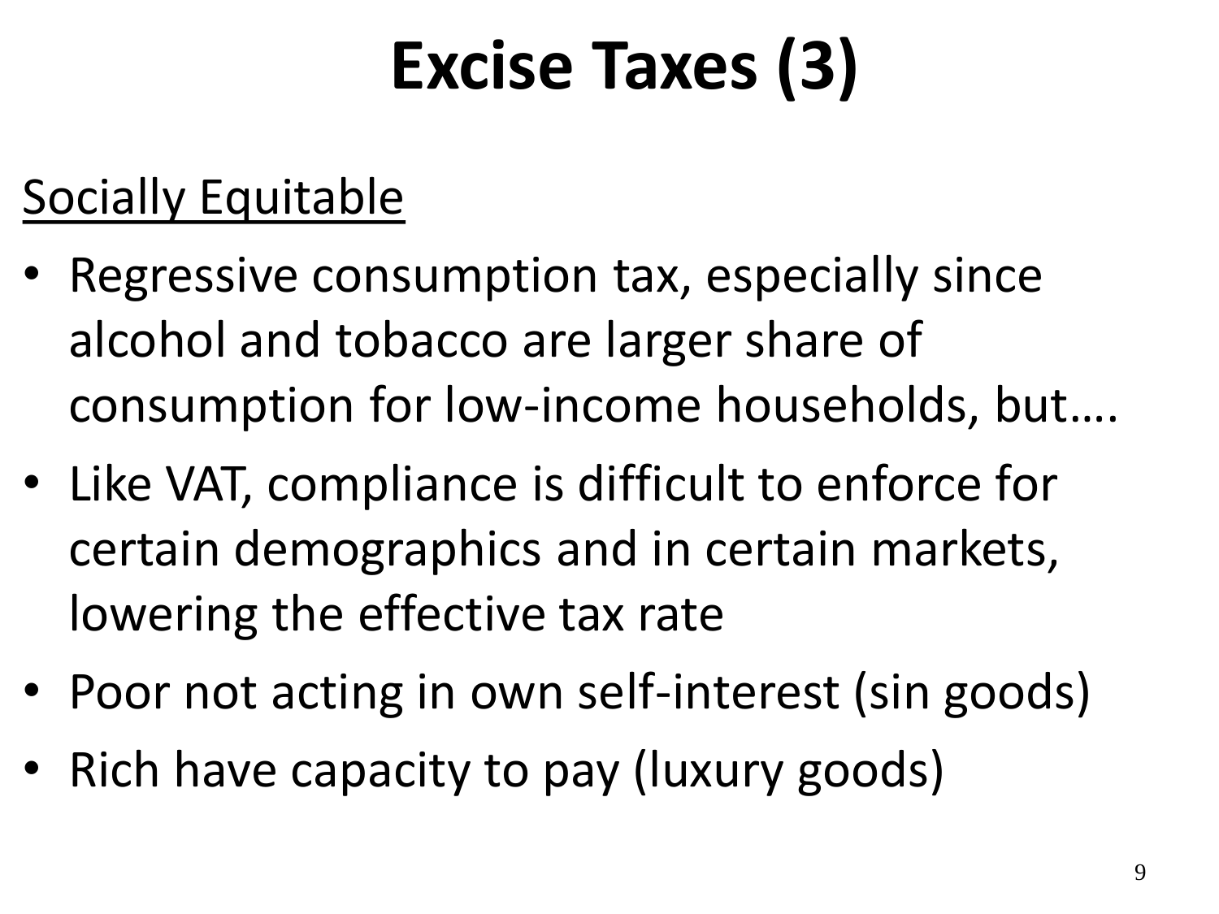# Excise Taxes (3)

<u>Socially Equitable</u>

- Regressive consumption tax, especially since alcohol and tobacco are larger share of consumption for low-income households, but….
- Like VAT, compliance is difficult to enforce for certain demographics and in certain markets, lowering the effective tax rate
- Poor not acting in own self-interest (sin goods)
- Rich have capacity to pay (luxury goods)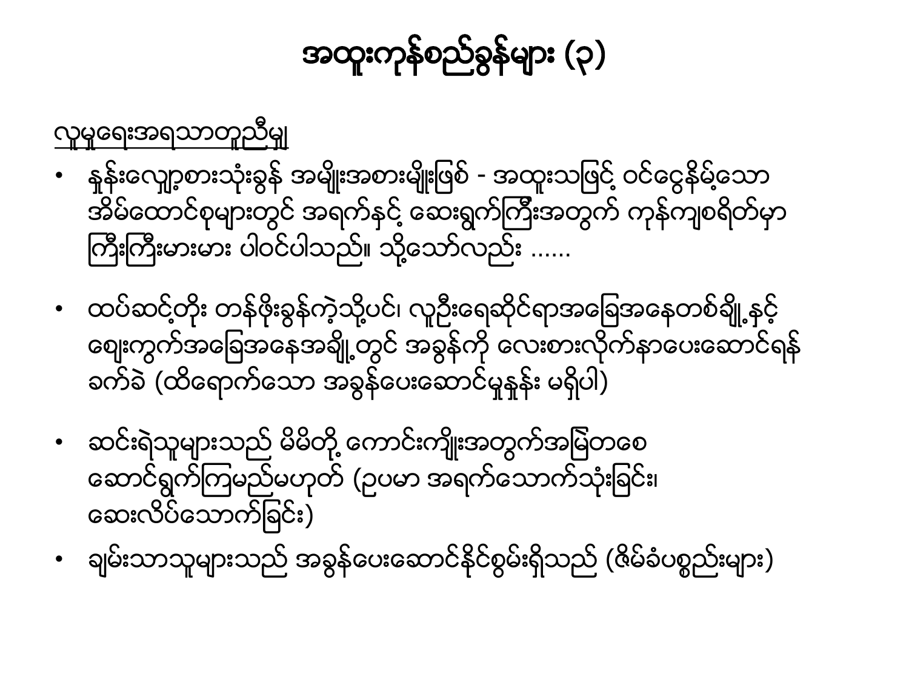# အထူးကုန်စည်ခွန်များ (၃)

<u>လူမှုရေးအရသာတူညီမျှ</u>

- နှုန်းလျော့စားသုံးခွန် အမျိုးအစားမျိုးဖြစ် - အထူးသဖြင့် ဝင်ငွေနိမ့်သော အိမ်ထောင်စုများတွင် အရက်နှင့် ဆေးရွက်ကြီးအတွက် ကုန်ကျစရိတ်မှာ ကြီးကြီးမားမား ပါဝင်ပါသည်။ သို့သော်လည်း ......

- ထပ်ဆင့်တိုး တန်ဖိုးခွန်ကဲ့သို့ပင်၊ လူဦးရေဆိုင်ရာအခြေအနေတစ်ချို့နှင့် စျေးကွက်အခြေအနေအချို့တွင် အခွန်ကို လေးစားလိုက်နာပေးဆောင်ရန် ခက်ခဲ (ထိရောက်သော အခွန်ပေးဆောင်မှုနှုန်း မရှိပါ)

- ဆင်းရဲသူများသည် မိမိတို့ ကောင်းကျိုးအတွက်အမြဲတစေ ဆောင်ရွက်ကြမည်မဟုတ် (ဥပမာ အရက်သောက်သုံးခြင်း၊ ဆေးလိပ်သောက်ခြင်း)
- ချမ်းသာသူများသည် အခွန်ပေးဆောင်နိုင်စွမ်းရှိသည် (ဇိမ်ခံပစ္စည်းများ)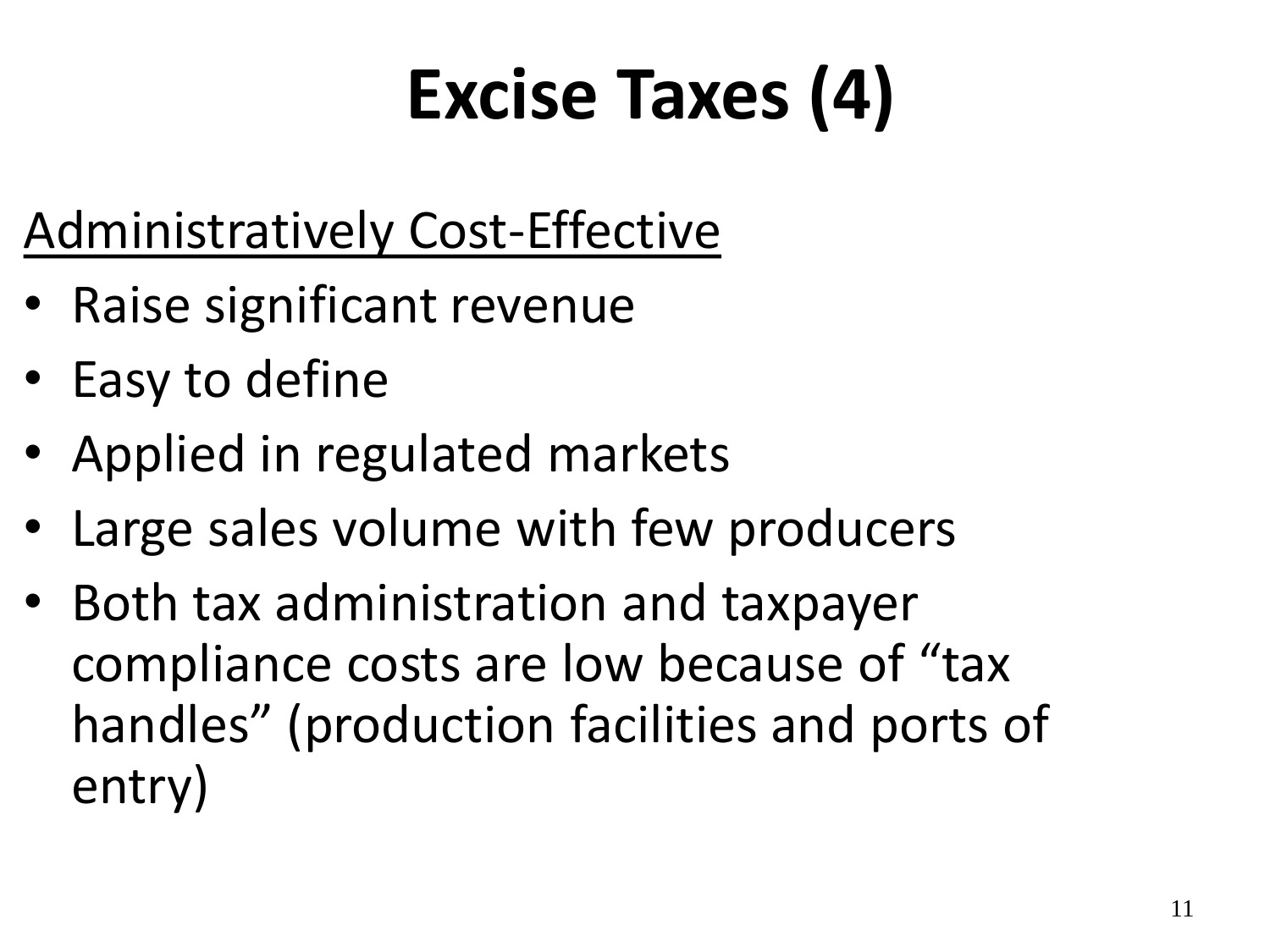# Excise Taxes (4)

<u>Administratively Cost-Effective</u>

- Raise significant revenue
- Easy to define
- Applied in regulated markets
- Large sales volume with few producers
- Both tax administration and taxpayer compliance costs are low because of “tax handles” (production facilities and ports of entry)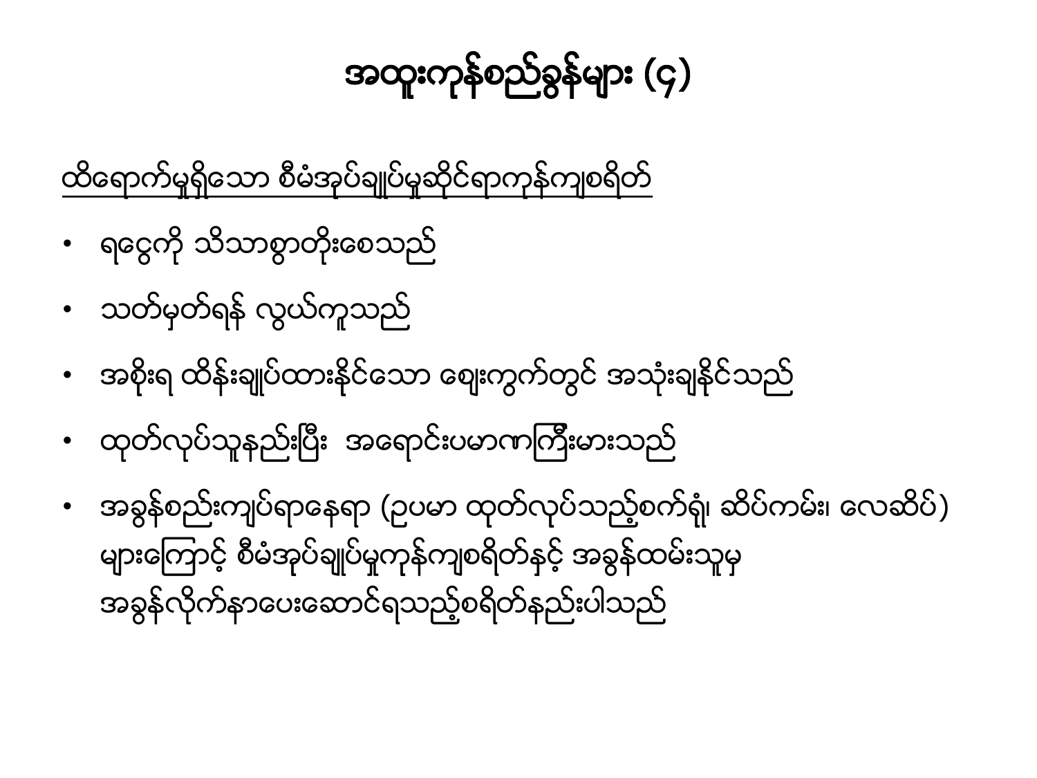# အထူးကုန်စည်ခွန်များ (၄)

<u>ထိရောက်မှုရှိသော စီမံအုပ်ချုပ်မှုဆိုင်ရာကုန်ကျစရိတ်</u>

- ရငွေကို သိသာစွာတိုးစေသည်
- သတ်မှတ်ရန် လွယ်ကူသည်
- အစိုးရ ထိန်းချုပ်ထားနိုင်သော ဈေးကွက်တွင် အသုံးချနိုင်သည်
- ထုတ်လုပ်သူနည်းပြီး အရောင်းပမာဏကြီးမားသည်
- အခွန်စည်းကျပ်ရာနေရာ (ဥပမာ ထုတ်လုပ်သည့်စက်ရုံ၊ ဆိပ်ကမ်း၊ လေဆိပ်) များကြောင့် စီမံအုပ်ချုပ်မှုကုန်ကျစရိတ်နှင့် အခွန်ထမ်းသူမှ အခွန်လိုက်နာပေးဆောင်ရသည့်စရိတ်နည်းပါသည်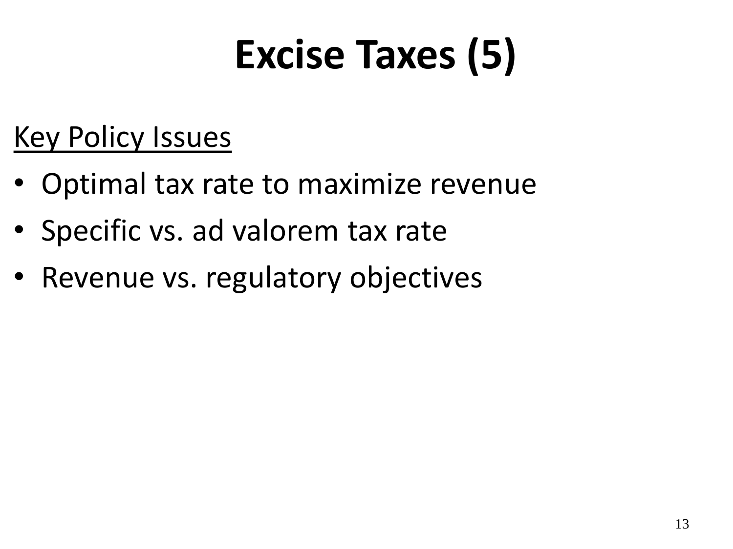# Excise Taxes (5)

Key Policy Issues

- Optimal tax rate to maximize revenue
- Specific vs. ad valorem tax rate
- Revenue vs. regulatory objectives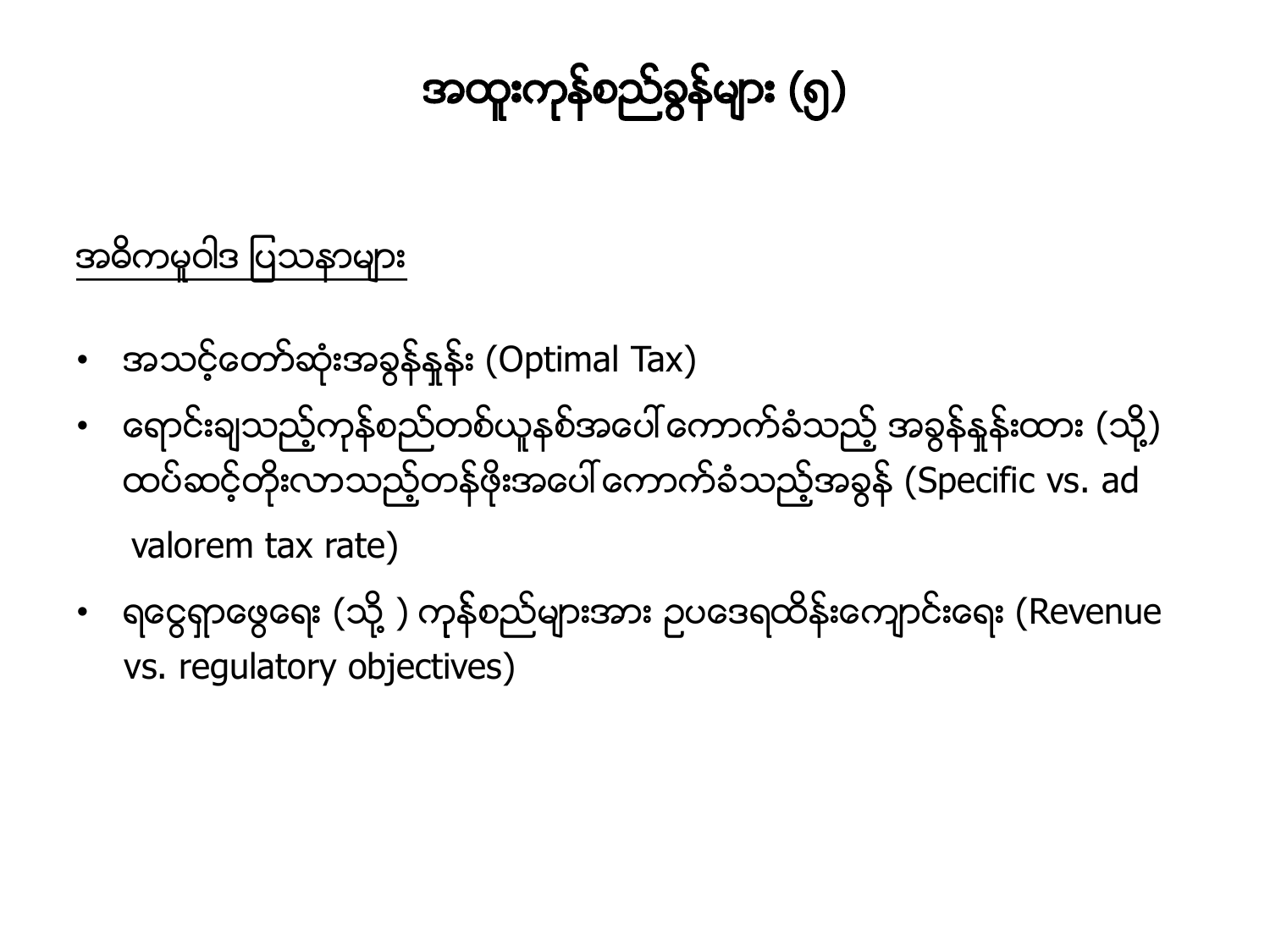# အထူးကုန်စည်ခွန်များ (၅)

<u>အဓိကမူဝါဒ ပြဿနာများ</u>

- အသင့်တော်ဆုံးအခွန်နှုန်း (Optimal Tax)
- ရောင်းချသည့်ကုန်စည်တစ်ယူနစ်အပေါ် ကောက်ခံသည့် အခွန်နှုန်းထား (သို့) ထပ်ဆင့်တိုးလာသည့်တန်ဖိုးအပေါ် ကောက်ခံသည့်အခွန် (Specific vs. ad valorem tax rate)
- ရငွေရှာဖွေရေး (သို့ ) ကုန်စည်များအား ဥပဒေရထိန်းကျောင်းရေး (Revenue vs. regulatory objectives)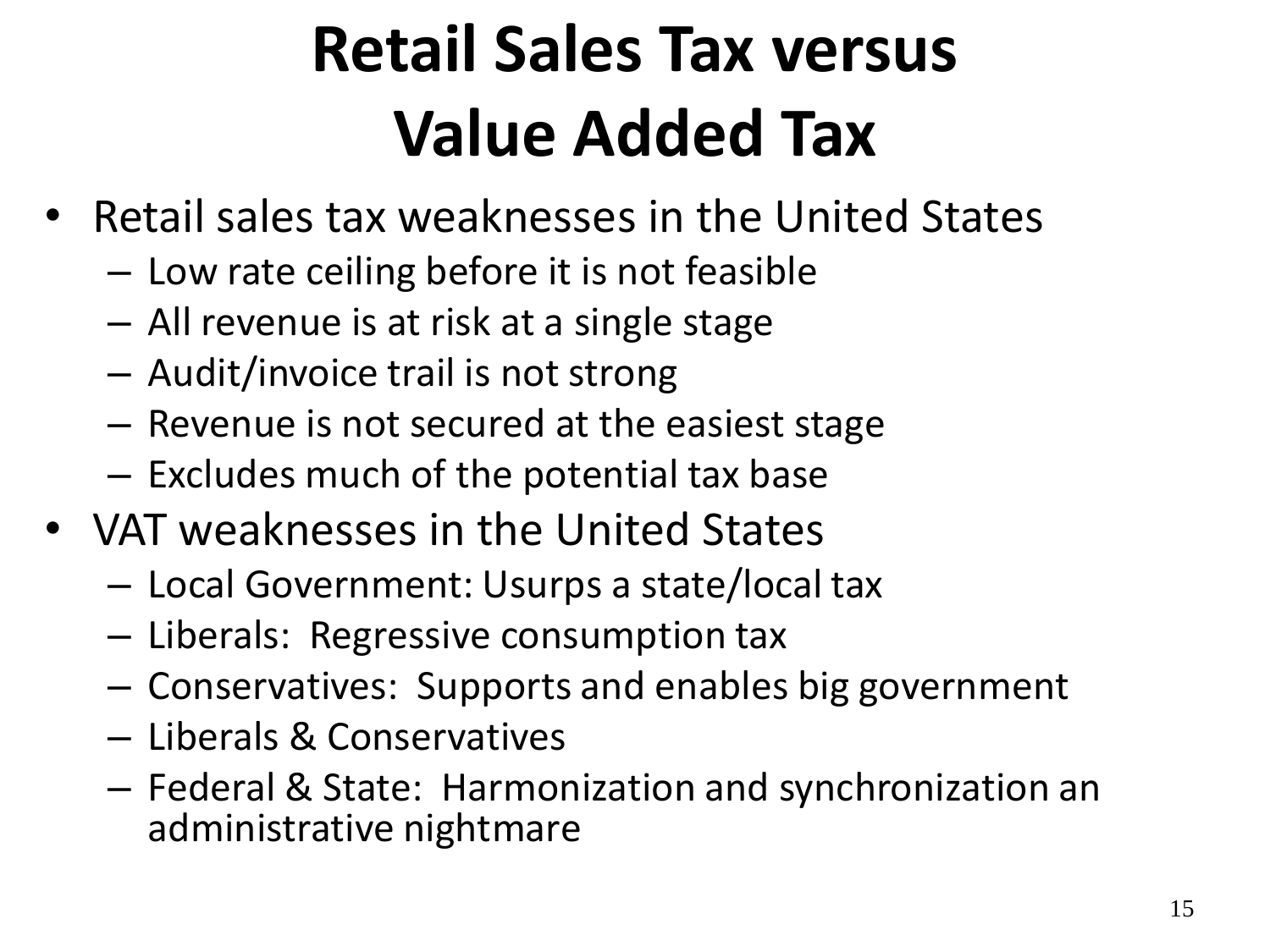# Retail Sales Tax versus Value Added Tax

- Retail sales tax weaknesses in the United States
  - Low rate ceiling before it is not feasible
  - All revenue is at risk at a single stage
  - Audit/invoice trail is not strong
  - Revenue is not secured at the easiest stage
  - Excludes much of the potential tax base
- VAT weaknesses in the United States
  - Local Government: Usurps a state/local tax
  - Liberals: Regressive consumption tax
  - Conservatives: Supports and enables big government
  - Liberals & Conservatives
  - Federal & State: Harmonization and synchronization an administrative nightmare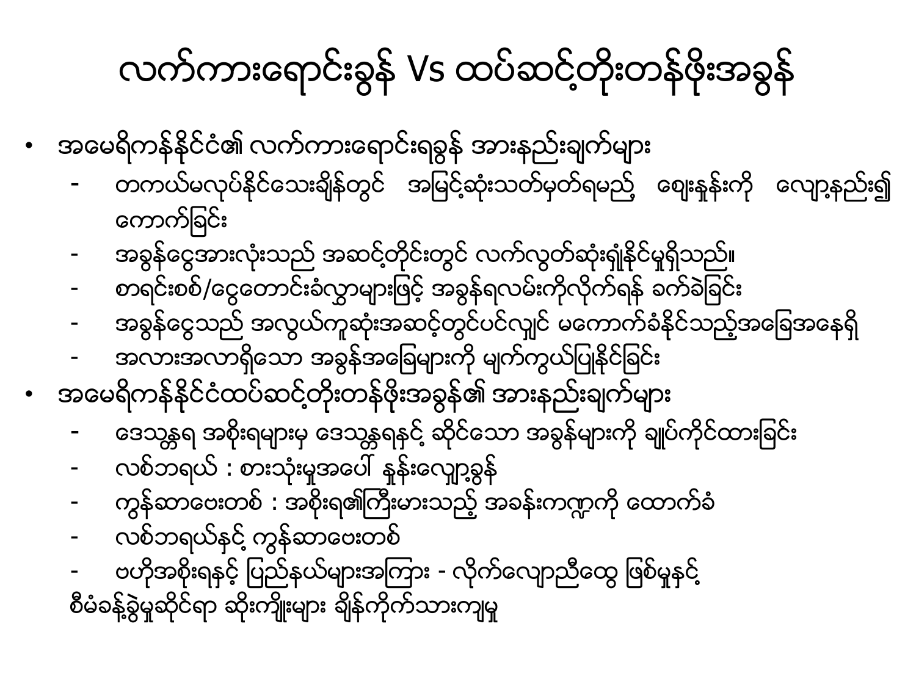# လက်ကားရောင်းခွန် Vs ထပ်ဆင့်တိုးတန်ဖိုးအခွန်

- အမေရိကန်နိုင်ငံ၏ လက်ကားရောင်းရခွန် အားနည်းချက်များ
  - တကယ်မလုပ်နိုင်သေးချိန်တွင် အမြင့်ဆုံးသတ်မှတ်ရမည့် ဈေးနှုန်းကို လျော့နည်း၍ ကောက်ခြင်း
  - အခွန်ငွေအားလုံးသည် အဆင့်တိုင်းတွင် လက်လွတ်ဆုံးရှုံးနိုင်မှုရှိသည်။
  - စာရင်းစစ်/ငွေတောင်းခံလွှာများဖြင့် အခွန်ရလမ်းကိုလိုက်ရန် ခက်ခဲခြင်း
  - အခွန်ငွေသည် အလွယ်ကူဆုံးအဆင့်တွင်ပင်လျှင် မကောက်ခံနိုင်သည့်အခြေအနေရှိ
  - အလားအလာရှိသော အခွန်အခြေများကို မျက်ကွယ်ပြုနိုင်ခြင်း
- အမေရိကန်နိုင်ငံထပ်ဆင့်တိုးတန်ဖိုးအခွန်၏ အားနည်းချက်များ
  - ဒေသန္တရ အစိုးရများမှ ဒေသန္တရနှင့် ဆိုင်သော အခွန်များကို ချုပ်ကိုင်ထားခြင်း
  - လစ်ဘရယ် : စားသုံးမှုအပေါ် နှုန်းလျှော့ခွန်
  - ကွန်ဆာဗေးတစ် : အစိုးရ၏ကြီးမားသည့် အခန်းကဏ္ဍကို ထောက်ခံ
  - လစ်ဘရယ်နှင့် ကွန်ဆာဗေးတစ်
  - ဗဟိုအစိုးရနှင့် ပြည်နယ်များအကြား - လိုက်လျောညီထွေ ဖြစ်မှုနှင့်

  စီမံခန့်ခွဲမှုဆိုင်ရာ ဆိုးကျိုးများ ချိန်ကိုက်သားကျမှု